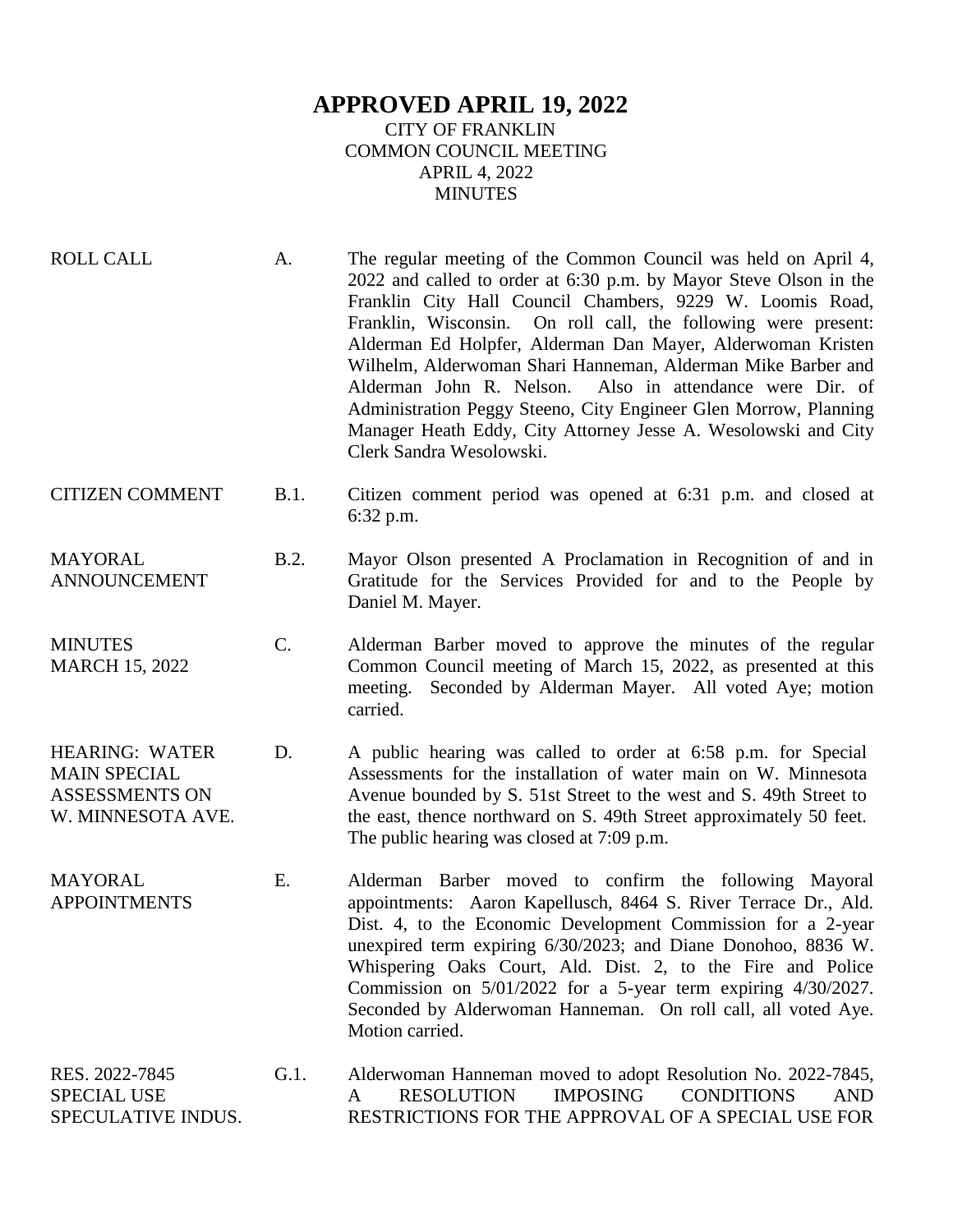# APPROVED APRIL 19, 2022

CITY OF FRANKLIN
COMMON COUNCIL MEETING
APRIL 4, 2022
MINUTES

| | | |
|---|---|---|
| ROLL CALL | A. | The regular meeting of the Common Council was held on April 4, 2022 and called to order at 6:30 p.m. by Mayor Steve Olson in the Franklin City Hall Council Chambers, 9229 W. Loomis Road, Franklin, Wisconsin. On roll call, the following were present: Alderman Ed Holpfer, Alderman Dan Mayer, Alderwoman Kristen Wilhelm, Alderwoman Shari Hanneman, Alderman Mike Barber and Alderman John R. Nelson. Also in attendance were Dir. of Administration Peggy Steeno, City Engineer Glen Morrow, Planning Manager Heath Eddy, City Attorney Jesse A. Wesolowski and City Clerk Sandra Wesolowski. |
| CITIZEN COMMENT | B.1. | Citizen comment period was opened at 6:31 p.m. and closed at 6:32 p.m. |
| MAYORAL ANNOUNCEMENT | B.2. | Mayor Olson presented A Proclamation in Recognition of and in Gratitude for the Services Provided for and to the People by Daniel M. Mayer. |
| MINUTES MARCH 15, 2022 | C. | Alderman Barber moved to approve the minutes of the regular Common Council meeting of March 15, 2022, as presented at this meeting. Seconded by Alderman Mayer. All voted Aye; motion carried. |
| HEARING: WATER MAIN SPECIAL ASSESSMENTS ON W. MINNESOTA AVE. | D. | A public hearing was called to order at 6:58 p.m. for Special Assessments for the installation of water main on W. Minnesota Avenue bounded by S. 51st Street to the west and S. 49th Street to the east, thence northward on S. 49th Street approximately 50 feet. The public hearing was closed at 7:09 p.m. |
| MAYORAL APPOINTMENTS | E. | Alderman Barber moved to confirm the following Mayoral appointments: Aaron Kapellusch, 8464 S. River Terrace Dr., Ald. Dist. 4, to the Economic Development Commission for a 2-year unexpired term expiring 6/30/2023; and Diane Donohoo, 8836 W. Whispering Oaks Court, Ald. Dist. 2, to the Fire and Police Commission on 5/01/2022 for a 5-year term expiring 4/30/2027. Seconded by Alderwoman Hanneman. On roll call, all voted Aye. Motion carried. |
| RES. 2022-7845 SPECIAL USE SPECULATIVE INDUS. | G.1. | Alderwoman Hanneman moved to adopt Resolution No. 2022-7845, A RESOLUTION IMPOSING CONDITIONS AND RESTRICTIONS FOR THE APPROVAL OF A SPECIAL USE FOR |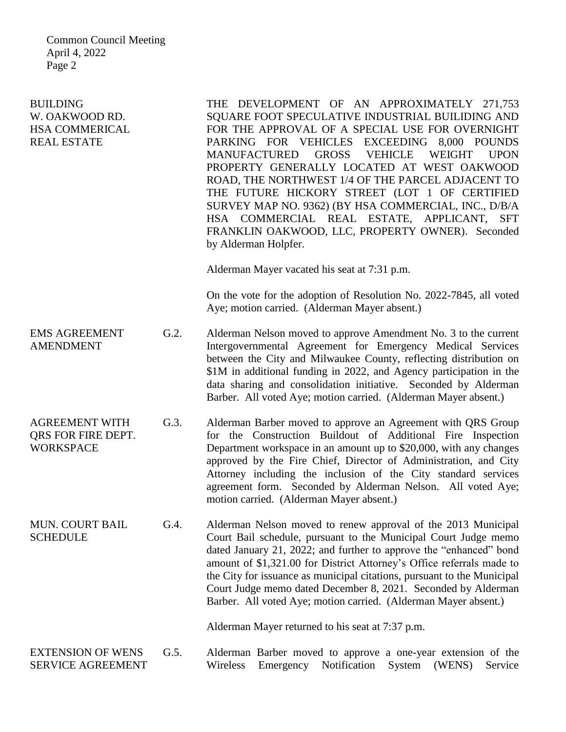BUILDING
W. OAKWOOD RD.
HSA COMMERICAL
REAL ESTATE

THE DEVELOPMENT OF AN APPROXIMATELY 271,753 SQUARE FOOT SPECULATIVE INDUSTRIAL BUILIDING AND FOR THE APPROVAL OF A SPECIAL USE FOR OVERNIGHT PARKING FOR VEHICLES EXCEEDING 8,000 POUNDS MANUFACTURED GROSS VEHICLE WEIGHT UPON PROPERTY GENERALLY LOCATED AT WEST OAKWOOD ROAD, THE NORTHWEST 1/4 OF THE PARCEL ADJACENT TO THE FUTURE HICKORY STREET (LOT 1 OF CERTIFIED SURVEY MAP NO. 9362) (BY HSA COMMERCIAL, INC., D/B/A HSA COMMERCIAL REAL ESTATE, APPLICANT, SFT FRANKLIN OAKWOOD, LLC, PROPERTY OWNER). Seconded by Alderman Holpfer.

Alderman Mayer vacated his seat at 7:31 p.m.

On the vote for the adoption of Resolution No. 2022-7845, all voted Aye; motion carried. (Alderman Mayer absent.)

EMS AGREEMENT AMENDMENT

G.2. Alderman Nelson moved to approve Amendment No. 3 to the current Intergovernmental Agreement for Emergency Medical Services between the City and Milwaukee County, reflecting distribution on \$1M in additional funding in 2022, and Agency participation in the data sharing and consolidation initiative. Seconded by Alderman Barber. All voted Aye; motion carried. (Alderman Mayer absent.)

AGREEMENT WITH QRS FOR FIRE DEPT. WORKSPACE

G.3. Alderman Barber moved to approve an Agreement with QRS Group for the Construction Buildout of Additional Fire Inspection Department workspace in an amount up to \$20,000, with any changes approved by the Fire Chief, Director of Administration, and City Attorney including the inclusion of the City standard services agreement form. Seconded by Alderman Nelson. All voted Aye; motion carried. (Alderman Mayer absent.)

MUN. COURT BAIL SCHEDULE

G.4. Alderman Nelson moved to renew approval of the 2013 Municipal Court Bail schedule, pursuant to the Municipal Court Judge memo dated January 21, 2022; and further to approve the "enhanced" bond amount of \$1,321.00 for District Attorney's Office referrals made to the City for issuance as municipal citations, pursuant to the Municipal Court Judge memo dated December 8, 2021. Seconded by Alderman Barber. All voted Aye; motion carried. (Alderman Mayer absent.)

Alderman Mayer returned to his seat at 7:37 p.m.

EXTENSION OF WENS SERVICE AGREEMENT

G.5. Alderman Barber moved to approve a one-year extension of the Wireless Emergency Notification System (WENS) Service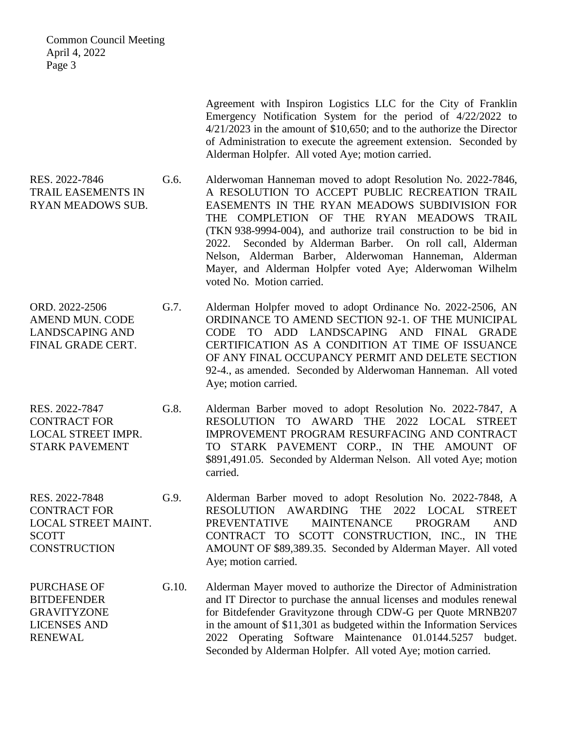Agreement with Inspiron Logistics LLC for the City of Franklin Emergency Notification System for the period of 4/22/2022 to 4/21/2023 in the amount of $10,650; and to the authorize the Director of Administration to execute the agreement extension. Seconded by Alderman Holpfer. All voted Aye; motion carried.

| | | |
|---|---|---|
| RES. 2022-7846<br>TRAIL EASEMENTS IN RYAN MEADOWS SUB. | G.6. | Alderwoman Hanneman moved to adopt Resolution No. 2022-7846, A RESOLUTION TO ACCEPT PUBLIC RECREATION TRAIL EASEMENTS IN THE RYAN MEADOWS SUBDIVISION FOR THE COMPLETION OF THE RYAN MEADOWS TRAIL (TKN 938-9994-004), and authorize trail construction to be bid in 2022. Seconded by Alderman Barber. On roll call, Alderman Nelson, Alderman Barber, Alderwoman Hanneman, Alderman Mayer, and Alderman Holpfer voted Aye; Alderwoman Wilhelm voted No. Motion carried. |
| ORD. 2022-2506<br>AMEND MUN. CODE LANDSCAPING AND FINAL GRADE CERT. | G.7. | Alderman Holpfer moved to adopt Ordinance No. 2022-2506, AN ORDINANCE TO AMEND SECTION 92-1. OF THE MUNICIPAL CODE TO ADD LANDSCAPING AND FINAL GRADE CERTIFICATION AS A CONDITION AT TIME OF ISSUANCE OF ANY FINAL OCCUPANCY PERMIT AND DELETE SECTION 92-4., as amended. Seconded by Alderwoman Hanneman. All voted Aye; motion carried. |
| RES. 2022-7847<br>CONTRACT FOR LOCAL STREET IMPR. STARK PAVEMENT | G.8. | Alderman Barber moved to adopt Resolution No. 2022-7847, A RESOLUTION TO AWARD THE 2022 LOCAL STREET IMPROVEMENT PROGRAM RESURFACING AND CONTRACT TO STARK PAVEMENT CORP., IN THE AMOUNT OF $891,491.05. Seconded by Alderman Nelson. All voted Aye; motion carried. |
| RES. 2022-7848<br>CONTRACT FOR LOCAL STREET MAINT. SCOTT CONSTRUCTION | G.9. | Alderman Barber moved to adopt Resolution No. 2022-7848, A RESOLUTION AWARDING THE 2022 LOCAL STREET PREVENTATIVE MAINTENANCE PROGRAM AND CONTRACT TO SCOTT CONSTRUCTION, INC., IN THE AMOUNT OF $89,389.35. Seconded by Alderman Mayer. All voted Aye; motion carried. |
| PURCHASE OF BITDEFENDER GRAVITYZONE LICENSES AND RENEWAL | G.10. | Alderman Mayer moved to authorize the Director of Administration and IT Director to purchase the annual licenses and modules renewal for Bitdefender Gravityzone through CDW-G per Quote MRNB207 in the amount of $11,301 as budgeted within the Information Services 2022 Operating Software Maintenance 01.0144.5257 budget. Seconded by Alderman Holpfer. All voted Aye; motion carried. |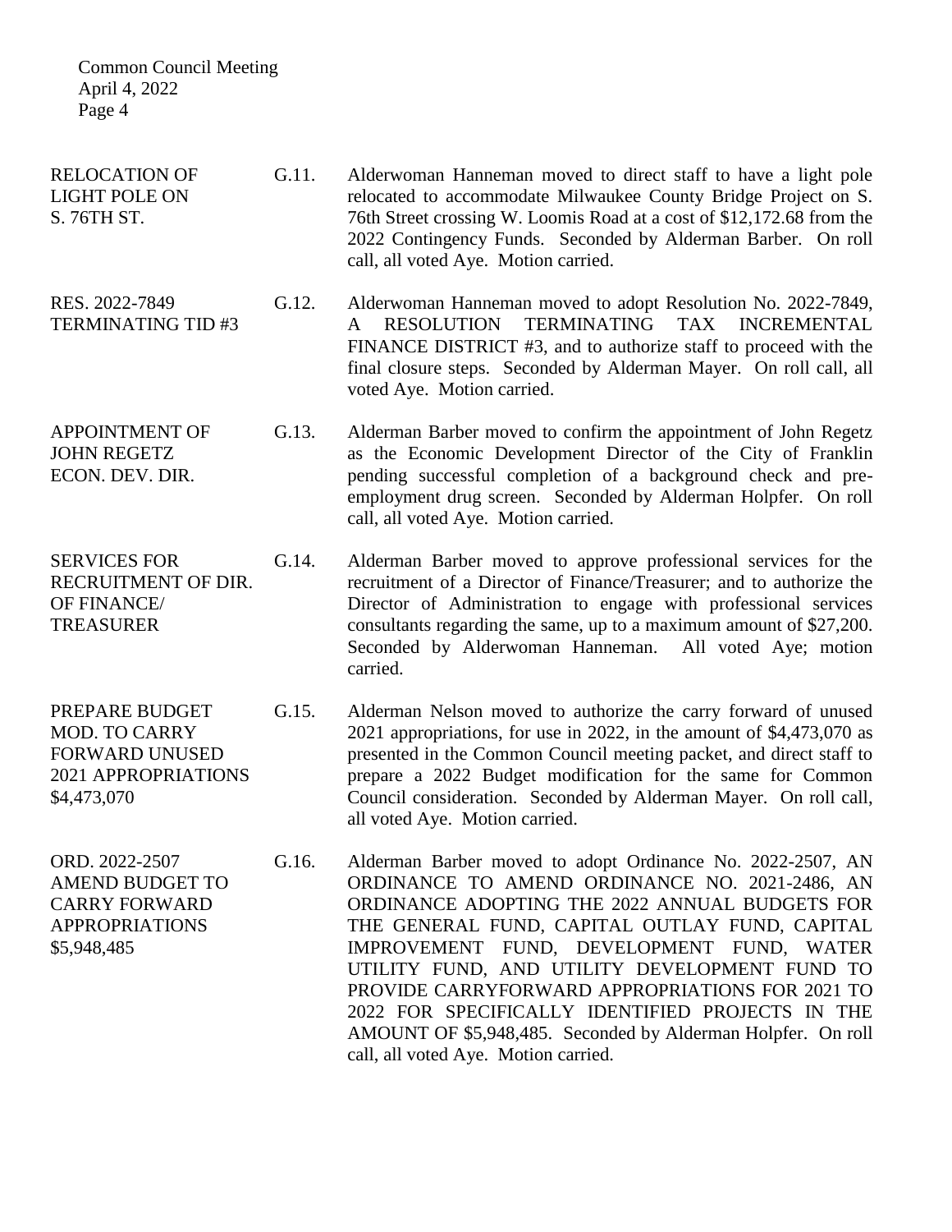| | | |
|---|---|---|
| RELOCATION OF LIGHT POLE ON S. 76TH ST. | G.11. | Alderwoman Hanneman moved to direct staff to have a light pole relocated to accommodate Milwaukee County Bridge Project on S. 76th Street crossing W. Loomis Road at a cost of $12,172.68 from the 2022 Contingency Funds. Seconded by Alderman Barber. On roll call, all voted Aye. Motion carried. |
| RES. 2022-7849 TERMINATING TID #3 | G.12. | Alderwoman Hanneman moved to adopt Resolution No. 2022-7849, A RESOLUTION TERMINATING TAX INCREMENTAL FINANCE DISTRICT #3, and to authorize staff to proceed with the final closure steps. Seconded by Alderman Mayer. On roll call, all voted Aye. Motion carried. |
| APPOINTMENT OF JOHN REGETZ ECON. DEV. DIR. | G.13. | Alderman Barber moved to confirm the appointment of John Regetz as the Economic Development Director of the City of Franklin pending successful completion of a background check and pre-employment drug screen. Seconded by Alderman Holpfer. On roll call, all voted Aye. Motion carried. |
| SERVICES FOR RECRUITMENT OF DIR. OF FINANCE/ TREASURER | G.14. | Alderman Barber moved to approve professional services for the recruitment of a Director of Finance/Treasurer; and to authorize the Director of Administration to engage with professional services consultants regarding the same, up to a maximum amount of $27,200. Seconded by Alderwoman Hanneman. All voted Aye; motion carried. |
| PREPARE BUDGET MOD. TO CARRY FORWARD UNUSED 2021 APPROPRIATIONS $4,473,070 | G.15. | Alderman Nelson moved to authorize the carry forward of unused 2021 appropriations, for use in 2022, in the amount of $4,473,070 as presented in the Common Council meeting packet, and direct staff to prepare a 2022 Budget modification for the same for Common Council consideration. Seconded by Alderman Mayer. On roll call, all voted Aye. Motion carried. |
| ORD. 2022-2507 AMEND BUDGET TO CARRY FORWARD APPROPRIATIONS $5,948,485 | G.16. | Alderman Barber moved to adopt Ordinance No. 2022-2507, AN ORDINANCE TO AMEND ORDINANCE NO. 2021-2486, AN ORDINANCE ADOPTING THE 2022 ANNUAL BUDGETS FOR THE GENERAL FUND, CAPITAL OUTLAY FUND, CAPITAL IMPROVEMENT FUND, DEVELOPMENT FUND, WATER UTILITY FUND, AND UTILITY DEVELOPMENT FUND TO PROVIDE CARRYFORWARD APPROPRIATIONS FOR 2021 TO 2022 FOR SPECIFICALLY IDENTIFIED PROJECTS IN THE AMOUNT OF $5,948,485. Seconded by Alderman Holpfer. On roll call, all voted Aye. Motion carried. |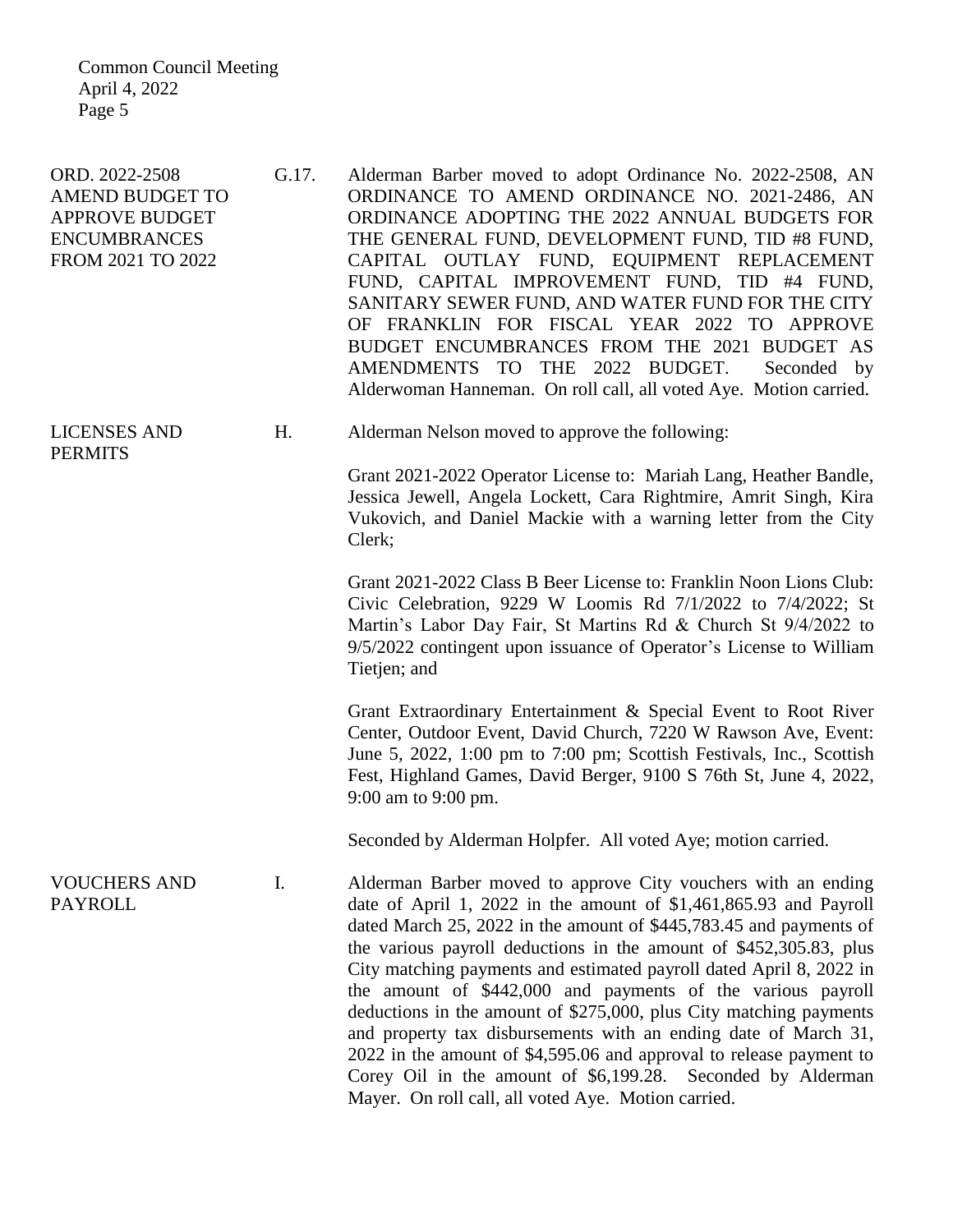ORD. 2022-2508
AMEND BUDGET TO APPROVE BUDGET ENCUMBRANCES FROM 2021 TO 2022

G.17. Alderman Barber moved to adopt Ordinance No. 2022-2508, AN ORDINANCE TO AMEND ORDINANCE NO. 2021-2486, AN ORDINANCE ADOPTING THE 2022 ANNUAL BUDGETS FOR THE GENERAL FUND, DEVELOPMENT FUND, TID #8 FUND, CAPITAL OUTLAY FUND, EQUIPMENT REPLACEMENT FUND, CAPITAL IMPROVEMENT FUND, TID #4 FUND, SANITARY SEWER FUND, AND WATER FUND FOR THE CITY OF FRANKLIN FOR FISCAL YEAR 2022 TO APPROVE BUDGET ENCUMBRANCES FROM THE 2021 BUDGET AS AMENDMENTS TO THE 2022 BUDGET. Seconded by Alderwoman Hanneman. On roll call, all voted Aye. Motion carried.

LICENSES AND PERMITS

H. Alderman Nelson moved to approve the following:

Grant 2021-2022 Operator License to: Mariah Lang, Heather Bandle, Jessica Jewell, Angela Lockett, Cara Rightmire, Amrit Singh, Kira Vukovich, and Daniel Mackie with a warning letter from the City Clerk;

Grant 2021-2022 Class B Beer License to: Franklin Noon Lions Club: Civic Celebration, 9229 W Loomis Rd 7/1/2022 to 7/4/2022; St Martin's Labor Day Fair, St Martins Rd & Church St 9/4/2022 to 9/5/2022 contingent upon issuance of Operator's License to William Tietjen; and

Grant Extraordinary Entertainment & Special Event to Root River Center, Outdoor Event, David Church, 7220 W Rawson Ave, Event: June 5, 2022, 1:00 pm to 7:00 pm; Scottish Festivals, Inc., Scottish Fest, Highland Games, David Berger, 9100 S 76th St, June 4, 2022, 9:00 am to 9:00 pm.

Seconded by Alderman Holpfer. All voted Aye; motion carried.

VOUCHERS AND PAYROLL

I. Alderman Barber moved to approve City vouchers with an ending date of April 1, 2022 in the amount of $1,461,865.93 and Payroll dated March 25, 2022 in the amount of $445,783.45 and payments of the various payroll deductions in the amount of $452,305.83, plus City matching payments and estimated payroll dated April 8, 2022 in the amount of $442,000 and payments of the various payroll deductions in the amount of $275,000, plus City matching payments and property tax disbursements with an ending date of March 31, 2022 in the amount of $4,595.06 and approval to release payment to Corey Oil in the amount of $6,199.28. Seconded by Alderman Mayer. On roll call, all voted Aye. Motion carried.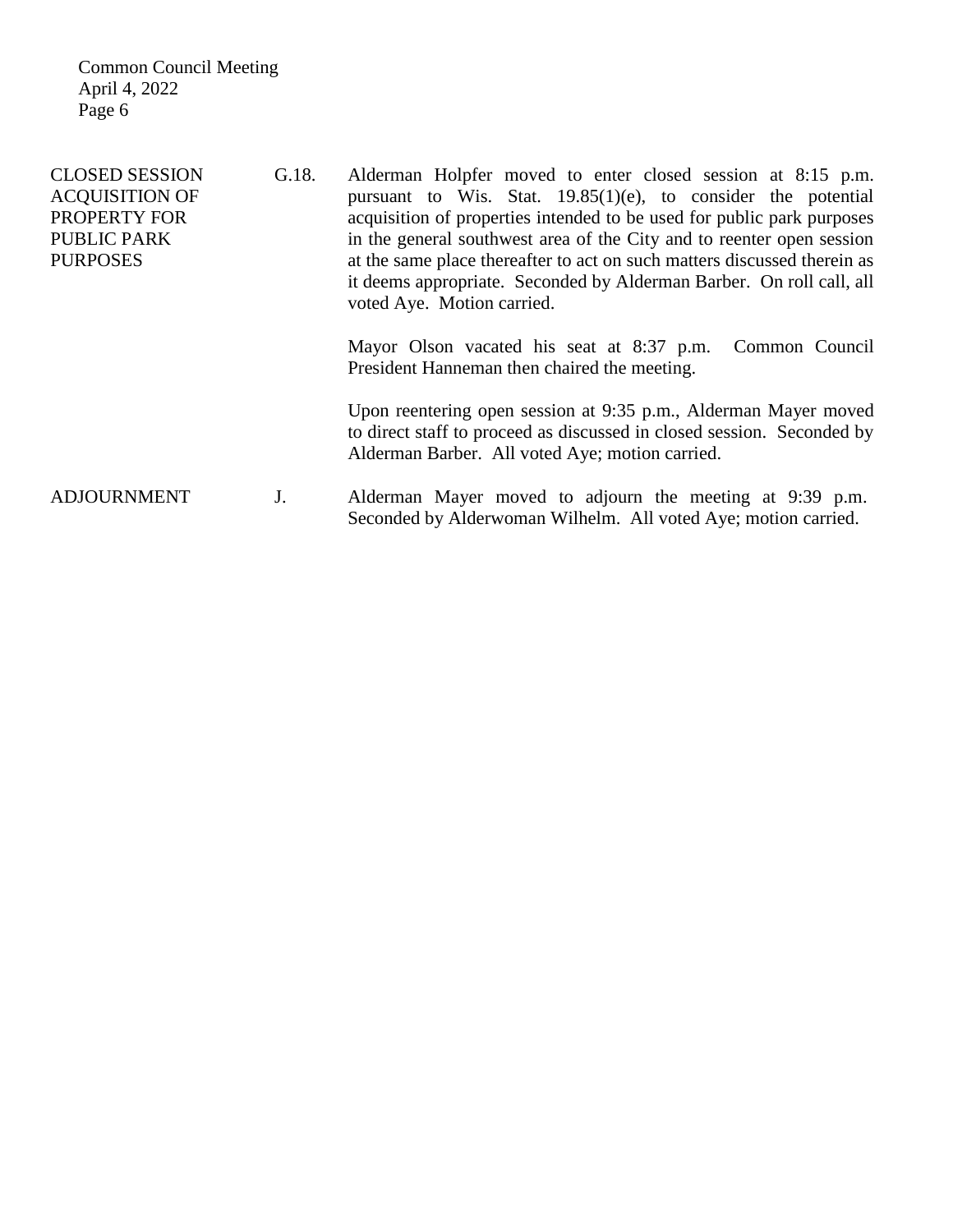CLOSED SESSION ACQUISITION OF PROPERTY FOR PUBLIC PARK PURPOSES

G.18. Alderman Holpfer moved to enter closed session at 8:15 p.m. pursuant to Wis. Stat. 19.85(1)(e), to consider the potential acquisition of properties intended to be used for public park purposes in the general southwest area of the City and to reenter open session at the same place thereafter to act on such matters discussed therein as it deems appropriate. Seconded by Alderman Barber. On roll call, all voted Aye. Motion carried.

Mayor Olson vacated his seat at 8:37 p.m. Common Council President Hanneman then chaired the meeting.

Upon reentering open session at 9:35 p.m., Alderman Mayer moved to direct staff to proceed as discussed in closed session. Seconded by Alderman Barber. All voted Aye; motion carried.

ADJOURNMENT

J. Alderman Mayer moved to adjourn the meeting at 9:39 p.m. Seconded by Alderwoman Wilhelm. All voted Aye; motion carried.